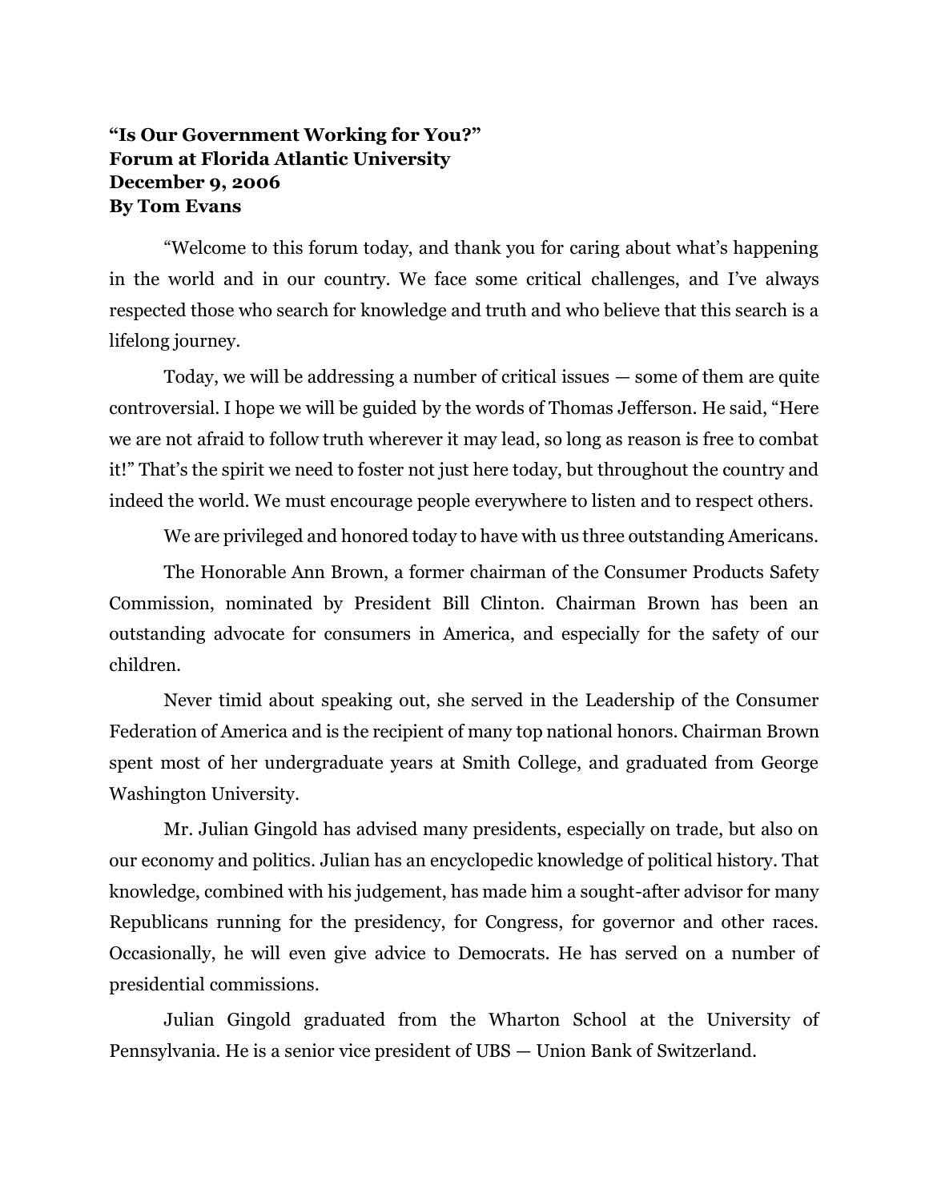**“Is Our Government Working for You?”**
**Forum at Florida Atlantic University**
**December 9, 2006**
**By Tom Evans**

“Welcome to this forum today, and thank you for caring about what’s happening in the world and in our country. We face some critical challenges, and I’ve always respected those who search for knowledge and truth and who believe that this search is a lifelong journey.

Today, we will be addressing a number of critical issues — some of them are quite controversial. I hope we will be guided by the words of Thomas Jefferson. He said, “Here we are not afraid to follow truth wherever it may lead, so long as reason is free to combat it!” That’s the spirit we need to foster not just here today, but throughout the country and indeed the world. We must encourage people everywhere to listen and to respect others.

We are privileged and honored today to have with us three outstanding Americans.

The Honorable Ann Brown, a former chairman of the Consumer Products Safety Commission, nominated by President Bill Clinton. Chairman Brown has been an outstanding advocate for consumers in America, and especially for the safety of our children.

Never timid about speaking out, she served in the Leadership of the Consumer Federation of America and is the recipient of many top national honors. Chairman Brown spent most of her undergraduate years at Smith College, and graduated from George Washington University.

Mr. Julian Gingold has advised many presidents, especially on trade, but also on our economy and politics. Julian has an encyclopedic knowledge of political history. That knowledge, combined with his judgement, has made him a sought-after advisor for many Republicans running for the presidency, for Congress, for governor and other races. Occasionally, he will even give advice to Democrats. He has served on a number of presidential commissions.

Julian Gingold graduated from the Wharton School at the University of Pennsylvania. He is a senior vice president of UBS — Union Bank of Switzerland.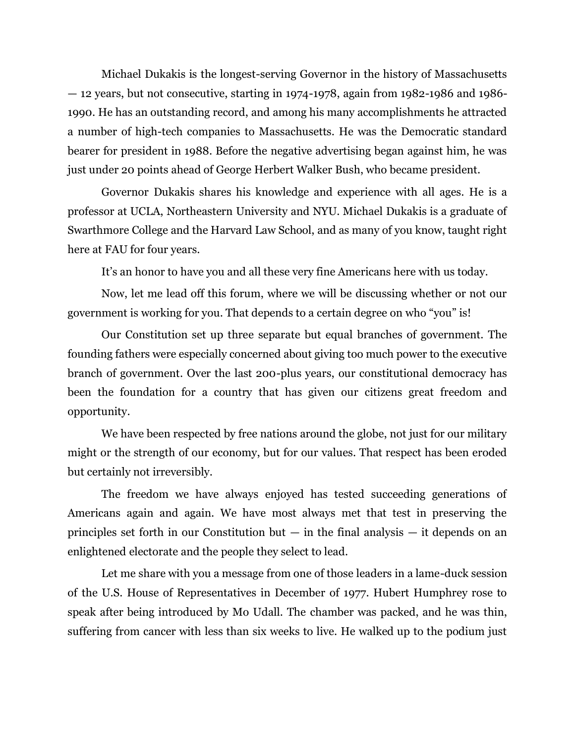Michael Dukakis is the longest-serving Governor in the history of Massachusetts — 12 years, but not consecutive, starting in 1974-1978, again from 1982-1986 and 1986-1990. He has an outstanding record, and among his many accomplishments he attracted a number of high-tech companies to Massachusetts. He was the Democratic standard bearer for president in 1988. Before the negative advertising began against him, he was just under 20 points ahead of George Herbert Walker Bush, who became president.

Governor Dukakis shares his knowledge and experience with all ages. He is a professor at UCLA, Northeastern University and NYU. Michael Dukakis is a graduate of Swarthmore College and the Harvard Law School, and as many of you know, taught right here at FAU for four years.

It's an honor to have you and all these very fine Americans here with us today.

Now, let me lead off this forum, where we will be discussing whether or not our government is working for you. That depends to a certain degree on who "you" is!

Our Constitution set up three separate but equal branches of government. The founding fathers were especially concerned about giving too much power to the executive branch of government. Over the last 200-plus years, our constitutional democracy has been the foundation for a country that has given our citizens great freedom and opportunity.

We have been respected by free nations around the globe, not just for our military might or the strength of our economy, but for our values. That respect has been eroded but certainly not irreversibly.

The freedom we have always enjoyed has tested succeeding generations of Americans again and again. We have most always met that test in preserving the principles set forth in our Constitution but — in the final analysis — it depends on an enlightened electorate and the people they select to lead.

Let me share with you a message from one of those leaders in a lame-duck session of the U.S. House of Representatives in December of 1977. Hubert Humphrey rose to speak after being introduced by Mo Udall. The chamber was packed, and he was thin, suffering from cancer with less than six weeks to live. He walked up to the podium just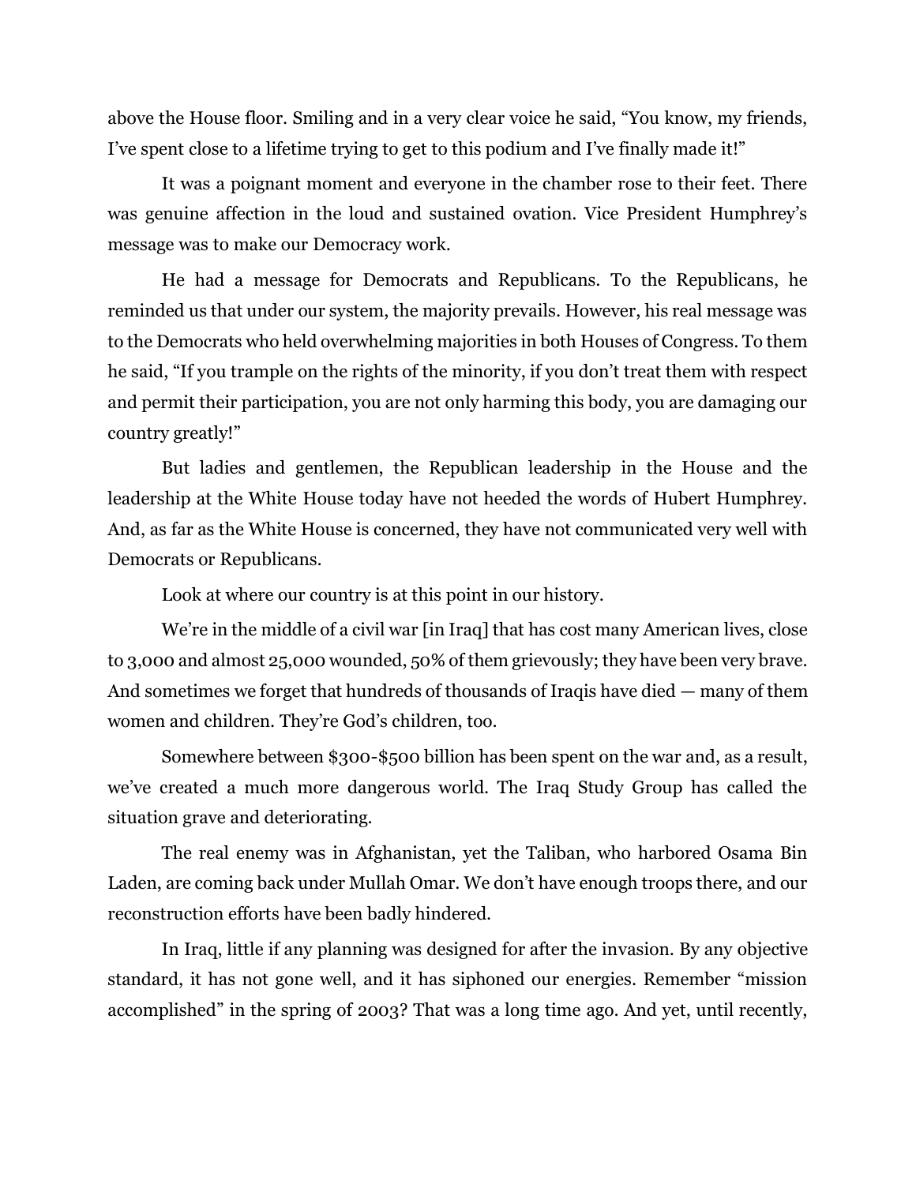above the House floor. Smiling and in a very clear voice he said, "You know, my friends, I've spent close to a lifetime trying to get to this podium and I've finally made it!"

It was a poignant moment and everyone in the chamber rose to their feet. There was genuine affection in the loud and sustained ovation. Vice President Humphrey's message was to make our Democracy work.

He had a message for Democrats and Republicans. To the Republicans, he reminded us that under our system, the majority prevails. However, his real message was to the Democrats who held overwhelming majorities in both Houses of Congress. To them he said, "If you trample on the rights of the minority, if you don't treat them with respect and permit their participation, you are not only harming this body, you are damaging our country greatly!"

But ladies and gentlemen, the Republican leadership in the House and the leadership at the White House today have not heeded the words of Hubert Humphrey. And, as far as the White House is concerned, they have not communicated very well with Democrats or Republicans.

Look at where our country is at this point in our history.

We're in the middle of a civil war [in Iraq] that has cost many American lives, close to 3,000 and almost 25,000 wounded, 50% of them grievously; they have been very brave. And sometimes we forget that hundreds of thousands of Iraqis have died — many of them women and children. They're God's children, too.

Somewhere between $300-$500 billion has been spent on the war and, as a result, we've created a much more dangerous world. The Iraq Study Group has called the situation grave and deteriorating.

The real enemy was in Afghanistan, yet the Taliban, who harbored Osama Bin Laden, are coming back under Mullah Omar. We don't have enough troops there, and our reconstruction efforts have been badly hindered.

In Iraq, little if any planning was designed for after the invasion. By any objective standard, it has not gone well, and it has siphoned our energies. Remember "mission accomplished" in the spring of 2003? That was a long time ago. And yet, until recently,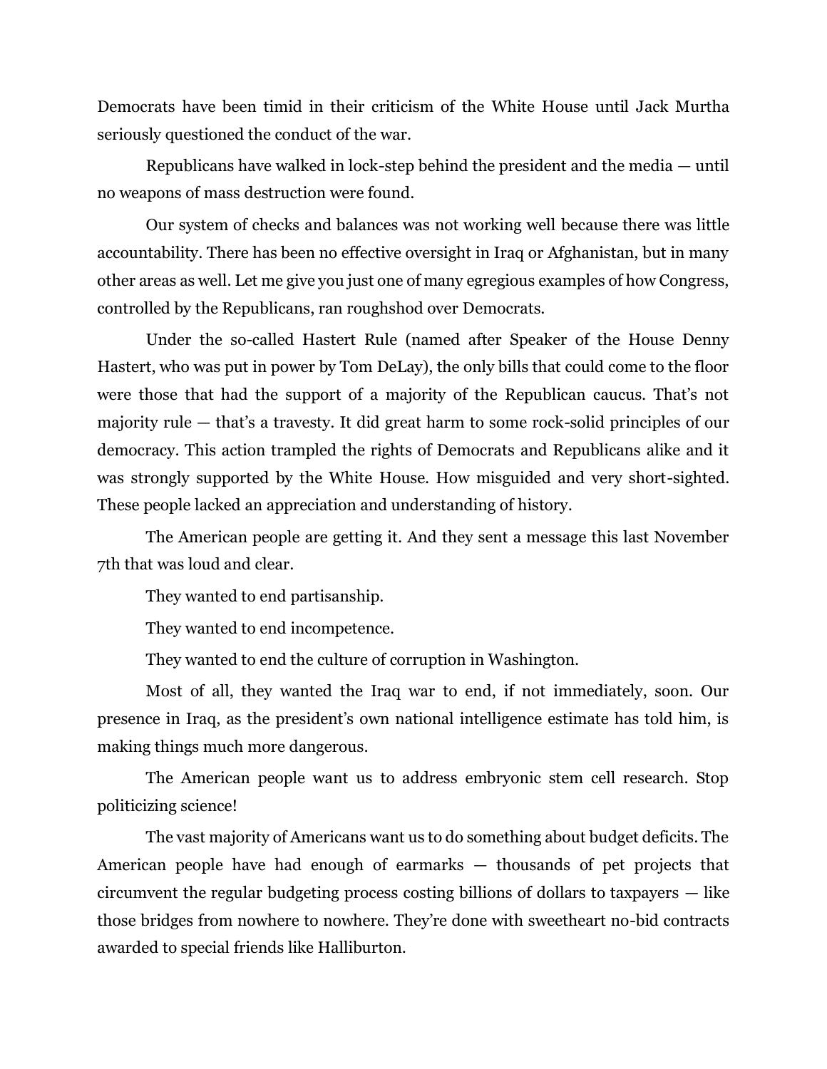Democrats have been timid in their criticism of the White House until Jack Murtha seriously questioned the conduct of the war.

Republicans have walked in lock-step behind the president and the media — until no weapons of mass destruction were found.

Our system of checks and balances was not working well because there was little accountability. There has been no effective oversight in Iraq or Afghanistan, but in many other areas as well. Let me give you just one of many egregious examples of how Congress, controlled by the Republicans, ran roughshod over Democrats.

Under the so-called Hastert Rule (named after Speaker of the House Denny Hastert, who was put in power by Tom DeLay), the only bills that could come to the floor were those that had the support of a majority of the Republican caucus. That's not majority rule — that's a travesty. It did great harm to some rock-solid principles of our democracy. This action trampled the rights of Democrats and Republicans alike and it was strongly supported by the White House. How misguided and very short-sighted. These people lacked an appreciation and understanding of history.

The American people are getting it. And they sent a message this last November 7th that was loud and clear.

They wanted to end partisanship.

They wanted to end incompetence.

They wanted to end the culture of corruption in Washington.

Most of all, they wanted the Iraq war to end, if not immediately, soon. Our presence in Iraq, as the president's own national intelligence estimate has told him, is making things much more dangerous.

The American people want us to address embryonic stem cell research. Stop politicizing science!

The vast majority of Americans want us to do something about budget deficits. The American people have had enough of earmarks — thousands of pet projects that circumvent the regular budgeting process costing billions of dollars to taxpayers — like those bridges from nowhere to nowhere. They're done with sweetheart no-bid contracts awarded to special friends like Halliburton.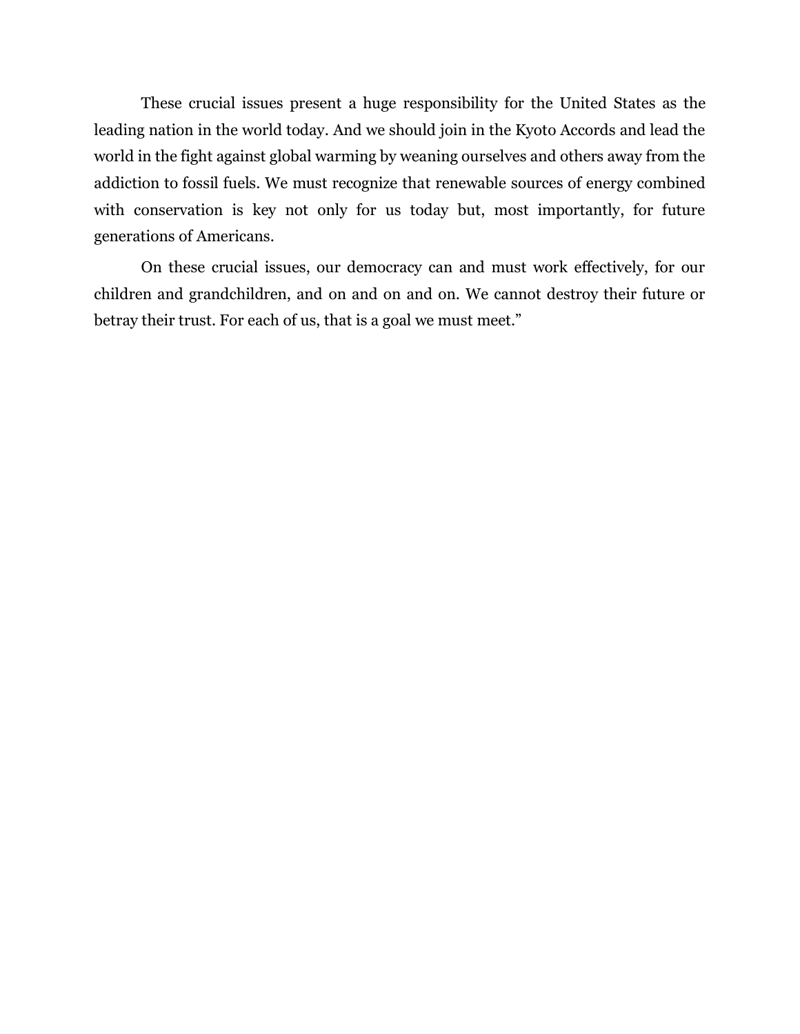These crucial issues present a huge responsibility for the United States as the leading nation in the world today. And we should join in the Kyoto Accords and lead the world in the fight against global warming by weaning ourselves and others away from the addiction to fossil fuels. We must recognize that renewable sources of energy combined with conservation is key not only for us today but, most importantly, for future generations of Americans.

On these crucial issues, our democracy can and must work effectively, for our children and grandchildren, and on and on and on. We cannot destroy their future or betray their trust. For each of us, that is a goal we must meet."